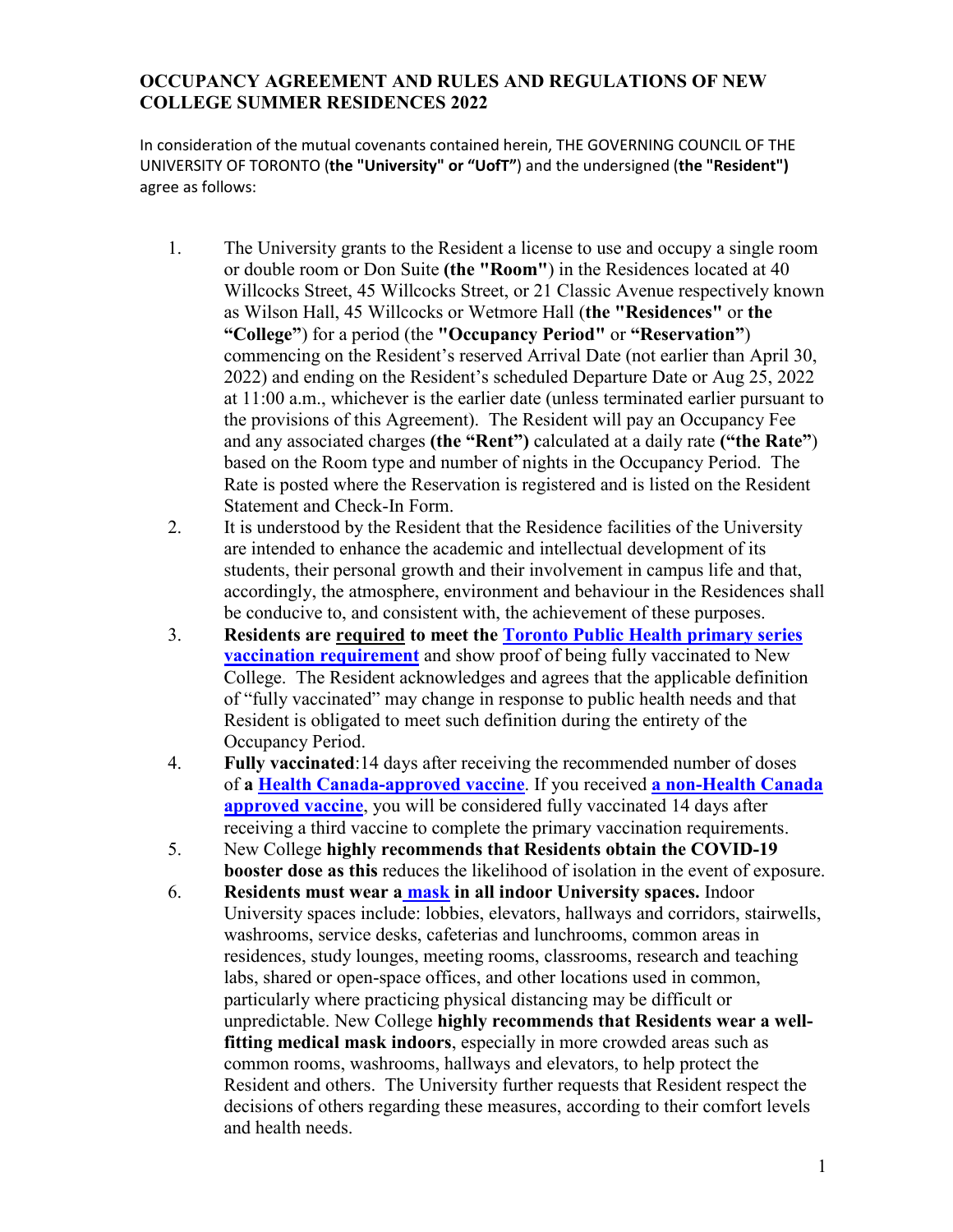# OCCUPANCY AGREEMENT AND RULES AND REGULATIONS OF NEW COLLEGE SUMMER RESIDENCES 2022

In consideration of the mutual covenants contained herein, THE GOVERNING COUNCIL OF THE UNIVERSITY OF TORONTO (**the "University" or "UofT"**) and the undersigned (**the "Resident")** agree as follows:

1. The University grants to the Resident a license to use and occupy a single room or double room or Don Suite **(the "Room"**) in the Residences located at 40 Willcocks Street, 45 Willcocks Street, or 21 Classic Avenue respectively known as Wilson Hall, 45 Willcocks or Wetmore Hall (**the "Residences"** or **the "College"**) for a period (the **"Occupancy Period"** or **"Reservation"**) commencing on the Resident's reserved Arrival Date (not earlier than April 30, 2022) and ending on the Resident's scheduled Departure Date or Aug 25, 2022 at 11:00 a.m., whichever is the earlier date (unless terminated earlier pursuant to the provisions of this Agreement). The Resident will pay an Occupancy Fee and any associated charges **(the "Rent")** calculated at a daily rate **("the Rate"**) based on the Room type and number of nights in the Occupancy Period. The Rate is posted where the Reservation is registered and is listed on the Resident Statement and Check-In Form.
2. It is understood by the Resident that the Residence facilities of the University are intended to enhance the academic and intellectual development of its students, their personal growth and their involvement in campus life and that, accordingly, the atmosphere, environment and behaviour in the Residences shall be conducive to, and consistent with, the achievement of these purposes.
3. **Residences are required to meet the Toronto Public Health primary series vaccination requirement** and show proof of being fully vaccinated to New College. The Resident acknowledges and agrees that the applicable definition of "fully vaccinated" may change in response to public health needs and that Resident is obligated to meet such definition during the entirety of the Occupancy Period.
4. **Fully vaccinated**:14 days after receiving the recommended number of doses of **a Health Canada-approved vaccine**. If you received **a non-Health Canada approved vaccine**, you will be considered fully vaccinated 14 days after receiving a third vaccine to complete the primary vaccination requirements.
5. New College **highly recommends that Residents obtain the COVID-19 booster dose as this** reduces the likelihood of isolation in the event of exposure.
6. **Residents must wear a mask in all indoor University spaces.** Indoor University spaces include: lobbies, elevators, hallways and corridors, stairwells, washrooms, service desks, cafeterias and lunchrooms, common areas in residences, study lounges, meeting rooms, classrooms, research and teaching labs, shared or open-space offices, and other locations used in common, particularly where practicing physical distancing may be difficult or unpredictable. New College **highly recommends that Residents wear a well-fitting medical mask indoors**, especially in more crowded areas such as common rooms, washrooms, hallways and elevators, to help protect the Resident and others. The University further requests that Resident respect the decisions of others regarding these measures, according to their comfort levels and health needs.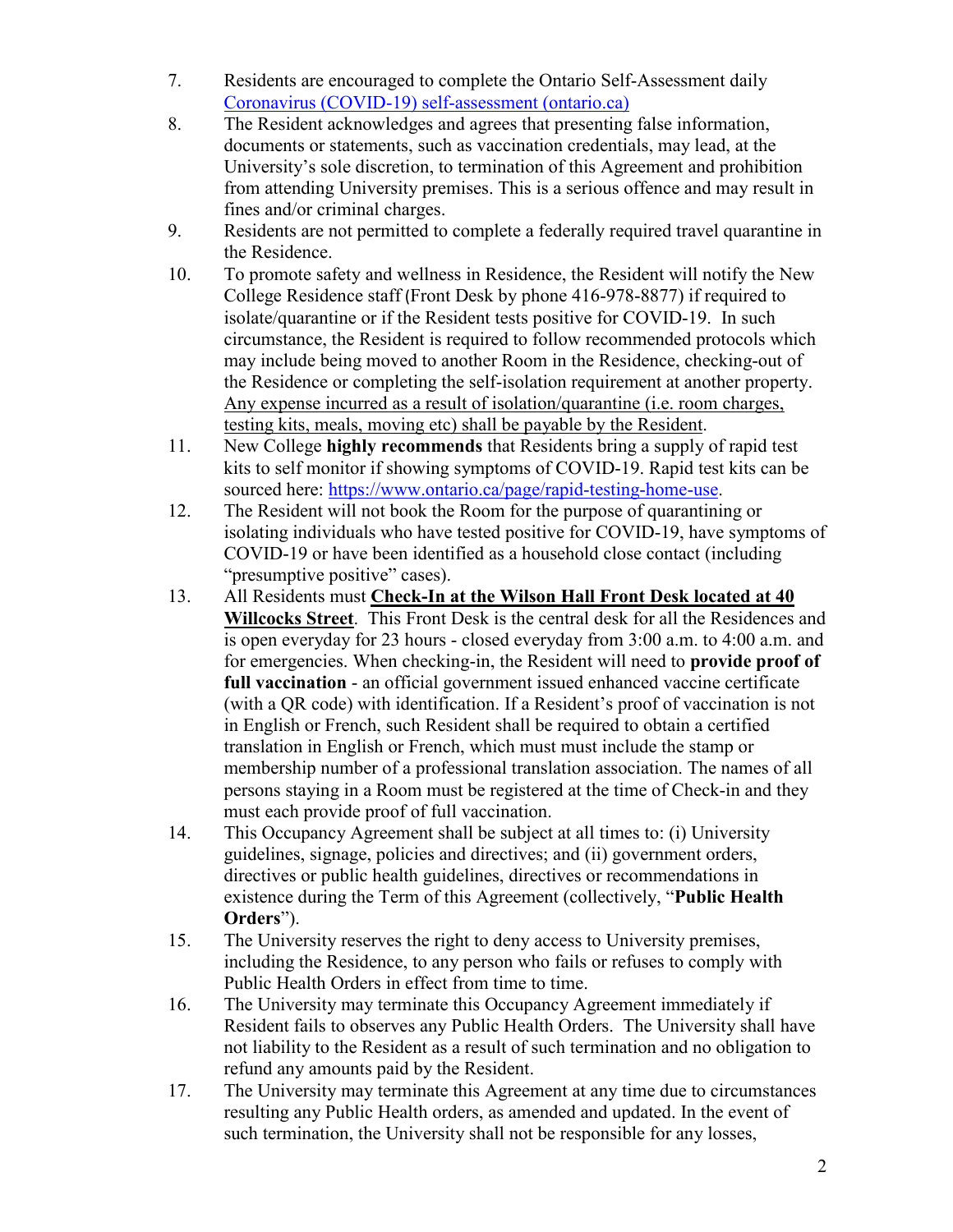7. Residents are encouraged to complete the Ontario Self-Assessment daily [Coronavirus (COVID-19) self-assessment (ontario.ca)](https://covid-19.ontario.ca/self-assessment/)
8. The Resident acknowledges and agrees that presenting false information, documents or statements, such as vaccination credentials, may lead, at the University's sole discretion, to termination of this Agreement and prohibition from attending University premises. This is a serious offence and may result in fines and/or criminal charges.
9. Residents are not permitted to complete a federally required travel quarantine in the Residence.
10. To promote safety and wellness in Residence, the Resident will notify the New College Residence staff (Front Desk by phone 416-978-8877) if required to isolate/quarantine or if the Resident tests positive for COVID-19. In such circumstance, the Resident is required to follow recommended protocols which may include being moved to another Room in the Residence, checking-out of the Residence or completing the self-isolation requirement at another property. <u>Any expense incurred as a result of isolation/quarantine (i.e. room charges, testing kits, meals, moving etc) shall be payable by the Resident</u>.
11. New College **highly recommends** that Residents bring a supply of rapid test kits to self monitor if showing symptoms of COVID-19. Rapid test kits can be sourced here: https://www.ontario.ca/page/rapid-testing-home-use.
12. The Resident will not book the Room for the purpose of quarantining or isolating individuals who have tested positive for COVID-19, have symptoms of COVID-19 or have been identified as a household close contact (including "presumptive positive" cases).
13. All Residents must **<u>Check-In at the Wilson Hall Front Desk located at 40 Willcocks Street</u>**. This Front Desk is the central desk for all the Residences and is open everyday for 23 hours - closed everyday from 3:00 a.m. to 4:00 a.m. and for emergencies. When checking-in, the Resident will need to **provide proof of full vaccination** - an official government issued enhanced vaccine certificate (with a QR code) with identification. If a Resident's proof of vaccination is not in English or French, such Resident shall be required to obtain a certified translation in English or French, which must must include the stamp or membership number of a professional translation association. The names of all persons staying in a Room must be registered at the time of Check-in and they must each provide proof of full vaccination.
14. This Occupancy Agreement shall be subject at all times to: (i) University guidelines, signage, policies and directives; and (ii) government orders, directives or public health guidelines, directives or recommendations in existence during the Term of this Agreement (collectively, "**Public Health Orders**").
15. The University reserves the right to deny access to University premises, including the Residence, to any person who fails or refuses to comply with Public Health Orders in effect from time to time.
16. The University may terminate this Occupancy Agreement immediately if Resident fails to observes any Public Health Orders. The University shall have not liability to the Resident as a result of such termination and no obligation to refund any amounts paid by the Resident.
17. The University may terminate this Agreement at any time due to circumstances resulting any Public Health orders, as amended and updated. In the event of such termination, the University shall not be responsible for any losses,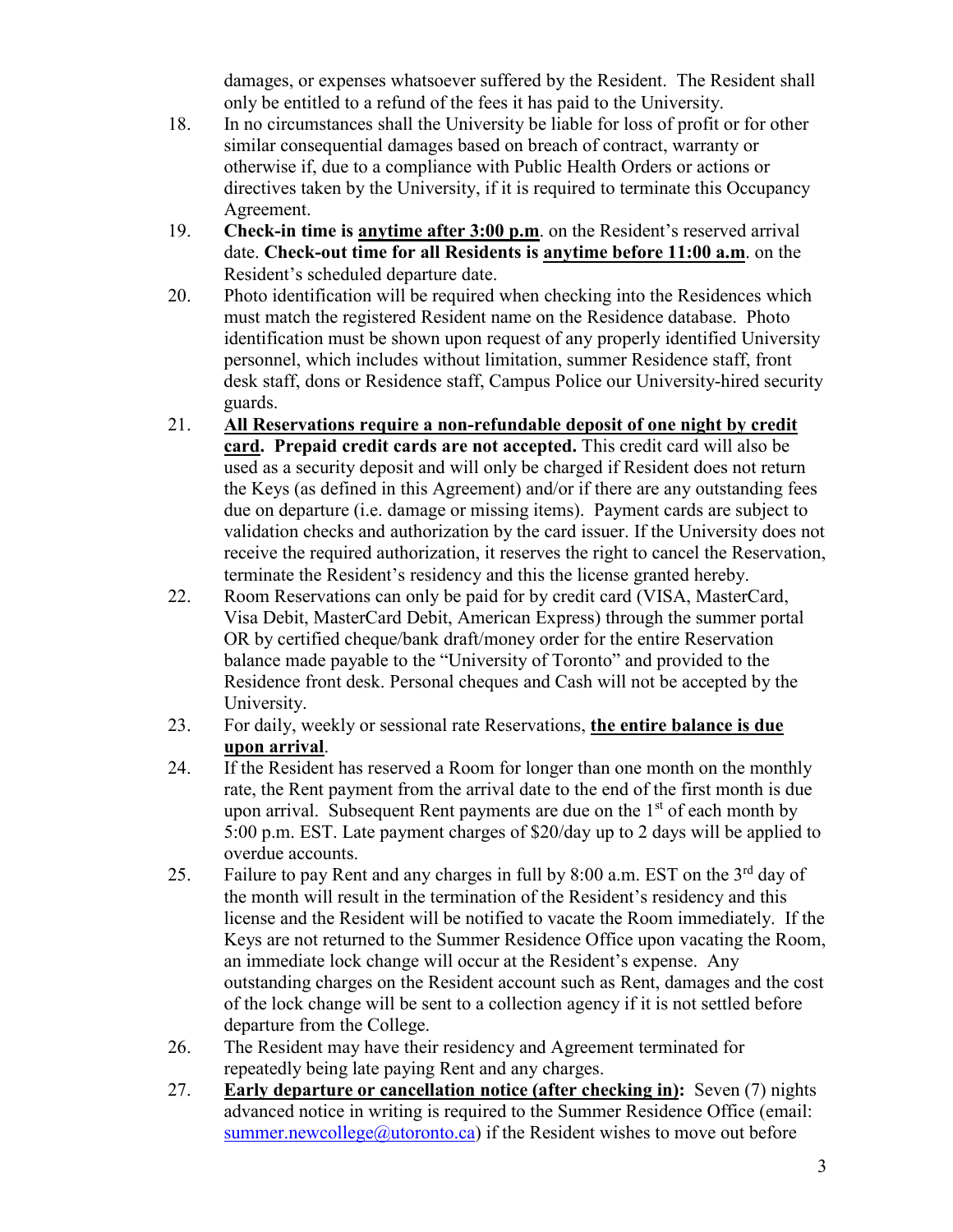damages, or expenses whatsoever suffered by the Resident. The Resident shall only be entitled to a refund of the fees it has paid to the University.

18. In no circumstances shall the University be liable for loss of profit or for other similar consequential damages based on breach of contract, warranty or otherwise if, due to a compliance with Public Health Orders or actions or directives taken by the University, if it is required to terminate this Occupancy Agreement.

19. **Check-in time is <u>anytime after 3:00 p.m</u>**. on the Resident's reserved arrival date. **Check-out time for all Residents is <u>anytime before 11:00 a.m</u>**. on the Resident's scheduled departure date.

20. Photo identification will be required when checking into the Residences which must match the registered Resident name on the Residence database. Photo identification must be shown upon request of any properly identified University personnel, which includes without limitation, summer Residence staff, front desk staff, dons or Residence staff, Campus Police our University-hired security guards.

21. **<u>All Reservations require a non-refundable deposit of one night by credit card</u>. Prepaid credit cards are not accepted.** This credit card will also be used as a security deposit and will only be charged if Resident does not return the Keys (as defined in this Agreement) and/or if there are any outstanding fees due on departure (i.e. damage or missing items). Payment cards are subject to validation checks and authorization by the card issuer. If the University does not receive the required authorization, it reserves the right to cancel the Reservation, terminate the Resident's residency and this the license granted hereby.

22. Room Reservations can only be paid for by credit card (VISA, MasterCard, Visa Debit, MasterCard Debit, American Express) through the summer portal OR by certified cheque/bank draft/money order for the entire Reservation balance made payable to the "University of Toronto" and provided to the Residence front desk. Personal cheques and Cash will not be accepted by the University.

23. For daily, weekly or sessional rate Reservations, **<u>the entire balance is due upon arrival</u>**.

24. If the Resident has reserved a Room for longer than one month on the monthly rate, the Rent payment from the arrival date to the end of the first month is due upon arrival. Subsequent Rent payments are due on the 1st of each month by 5:00 p.m. EST. Late payment charges of $20/day up to 2 days will be applied to overdue accounts.

25. Failure to pay Rent and any charges in full by 8:00 a.m. EST on the 3rd day of the month will result in the termination of the Resident's residency and this license and the Resident will be notified to vacate the Room immediately. If the Keys are not returned to the Summer Residence Office upon vacating the Room, an immediate lock change will occur at the Resident's expense. Any outstanding charges on the Resident account such as Rent, damages and the cost of the lock change will be sent to a collection agency if it is not settled before departure from the College.

26. The Resident may have their residency and Agreement terminated for repeatedly being late paying Rent and any charges.

27. **<u>Early departure or cancellation notice (after checking in)</u>:** Seven (7) nights advanced notice in writing is required to the Summer Residence Office (email: summer.newcollege@utoronto.ca) if the Resident wishes to move out before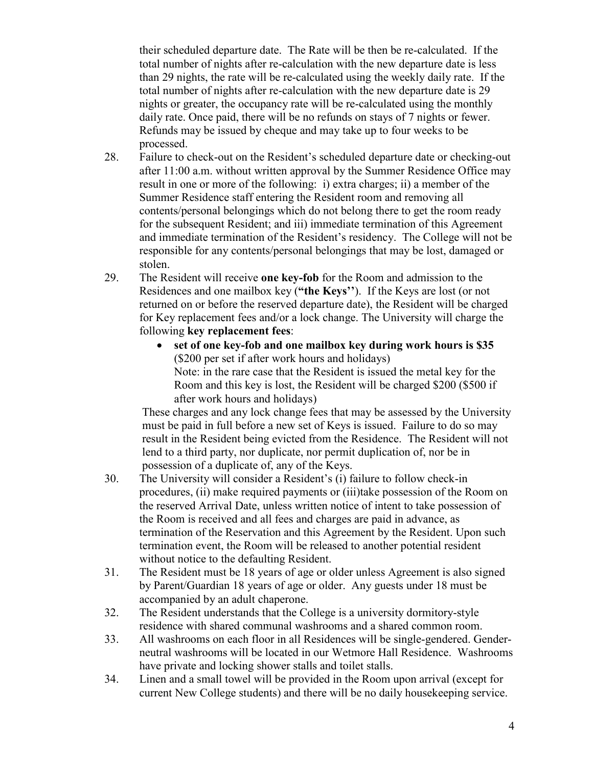their scheduled departure date. The Rate will be then be re-calculated. If the total number of nights after re-calculation with the new departure date is less than 29 nights, the rate will be re-calculated using the weekly daily rate. If the total number of nights after re-calculation with the new departure date is 29 nights or greater, the occupancy rate will be re-calculated using the monthly daily rate. Once paid, there will be no refunds on stays of 7 nights or fewer. Refunds may be issued by cheque and may take up to four weeks to be processed.

28. Failure to check-out on the Resident's scheduled departure date or checking-out after 11:00 a.m. without written approval by the Summer Residence Office may result in one or more of the following: i) extra charges; ii) a member of the Summer Residence staff entering the Resident room and removing all contents/personal belongings which do not belong there to get the room ready for the subsequent Resident; and iii) immediate termination of this Agreement and immediate termination of the Resident's residency. The College will not be responsible for any contents/personal belongings that may be lost, damaged or stolen.

29. The Resident will receive **one key-fob** for the Room and admission to the Residences and one mailbox key (**"the Keys''**). If the Keys are lost (or not returned on or before the reserved departure date), the Resident will be charged for Key replacement fees and/or a lock change. The University will charge the following **key replacement fees**:

    - **set of one key-fob and one mailbox key during work hours is $35** ($200 per set if after work hours and holidays)
      Note: in the rare case that the Resident is issued the metal key for the Room and this key is lost, the Resident will be charged $200 ($500 if after work hours and holidays)

    These charges and any lock change fees that may be assessed by the University must be paid in full before a new set of Keys is issued. Failure to do so may result in the Resident being evicted from the Residence. The Resident will not lend to a third party, nor duplicate, nor permit duplication of, nor be in possession of a duplicate of, any of the Keys.

30. The University will consider a Resident's (i) failure to follow check-in procedures, (ii) make required payments or (iii)take possession of the Room on the reserved Arrival Date, unless written notice of intent to take possession of the Room is received and all fees and charges are paid in advance, as termination of the Reservation and this Agreement by the Resident. Upon such termination event, the Room will be released to another potential resident without notice to the defaulting Resident.

31. The Resident must be 18 years of age or older unless Agreement is also signed by Parent/Guardian 18 years of age or older. Any guests under 18 must be accompanied by an adult chaperone.

32. The Resident understands that the College is a university dormitory-style residence with shared communal washrooms and a shared common room.

33. All washrooms on each floor in all Residences will be single-gendered. Gender-neutral washrooms will be located in our Wetmore Hall Residence. Washrooms have private and locking shower stalls and toilet stalls.

34. Linen and a small towel will be provided in the Room upon arrival (except for current New College students) and there will be no daily housekeeping service.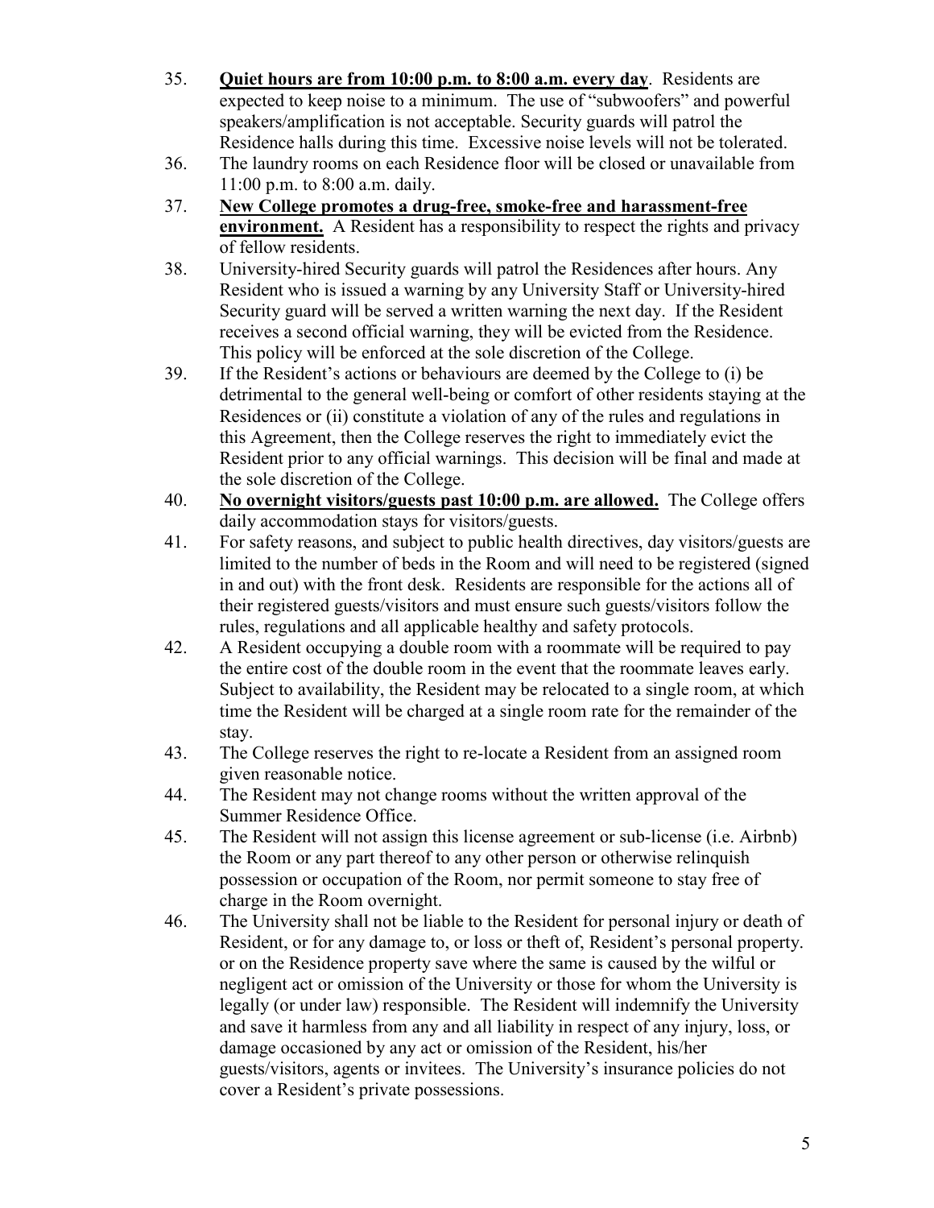35. **<u>Quiet hours are from 10:00 p.m. to 8:00 a.m. every day</u>**. Residents are expected to keep noise to a minimum. The use of "subwoofers" and powerful speakers/amplification is not acceptable. Security guards will patrol the Residence halls during this time. Excessive noise levels will not be tolerated.
36. The laundry rooms on each Residence floor will be closed or unavailable from 11:00 p.m. to 8:00 a.m. daily.
37. **<u>New College promotes a drug-free, smoke-free and harassment-free environment.</u>** A Resident has a responsibility to respect the rights and privacy of fellow residents.
38. University-hired Security guards will patrol the Residences after hours. Any Resident who is issued a warning by any University Staff or University-hired Security guard will be served a written warning the next day. If the Resident receives a second official warning, they will be evicted from the Residence. This policy will be enforced at the sole discretion of the College.
39. If the Resident's actions or behaviours are deemed by the College to (i) be detrimental to the general well-being or comfort of other residents staying at the Residences or (ii) constitute a violation of any of the rules and regulations in this Agreement, then the College reserves the right to immediately evict the Resident prior to any official warnings. This decision will be final and made at the sole discretion of the College.
40. **<u>No overnight visitors/guests past 10:00 p.m. are allowed.</u>** The College offers daily accommodation stays for visitors/guests.
41. For safety reasons, and subject to public health directives, day visitors/guests are limited to the number of beds in the Room and will need to be registered (signed in and out) with the front desk. Residents are responsible for the actions all of their registered guests/visitors and must ensure such guests/visitors follow the rules, regulations and all applicable healthy and safety protocols.
42. A Resident occupying a double room with a roommate will be required to pay the entire cost of the double room in the event that the roommate leaves early. Subject to availability, the Resident may be relocated to a single room, at which time the Resident will be charged at a single room rate for the remainder of the stay.
43. The College reserves the right to re-locate a Resident from an assigned room given reasonable notice.
44. The Resident may not change rooms without the written approval of the Summer Residence Office.
45. The Resident will not assign this license agreement or sub-license (i.e. Airbnb) the Room or any part thereof to any other person or otherwise relinquish possession or occupation of the Room, nor permit someone to stay free of charge in the Room overnight.
46. The University shall not be liable to the Resident for personal injury or death of Resident, or for any damage to, or loss or theft of, Resident's personal property. or on the Residence property save where the same is caused by the wilful or negligent act or omission of the University or those for whom the University is legally (or under law) responsible. The Resident will indemnify the University and save it harmless from any and all liability in respect of any injury, loss, or damage occasioned by any act or omission of the Resident, his/her guests/visitors, agents or invitees. The University's insurance policies do not cover a Resident's private possessions.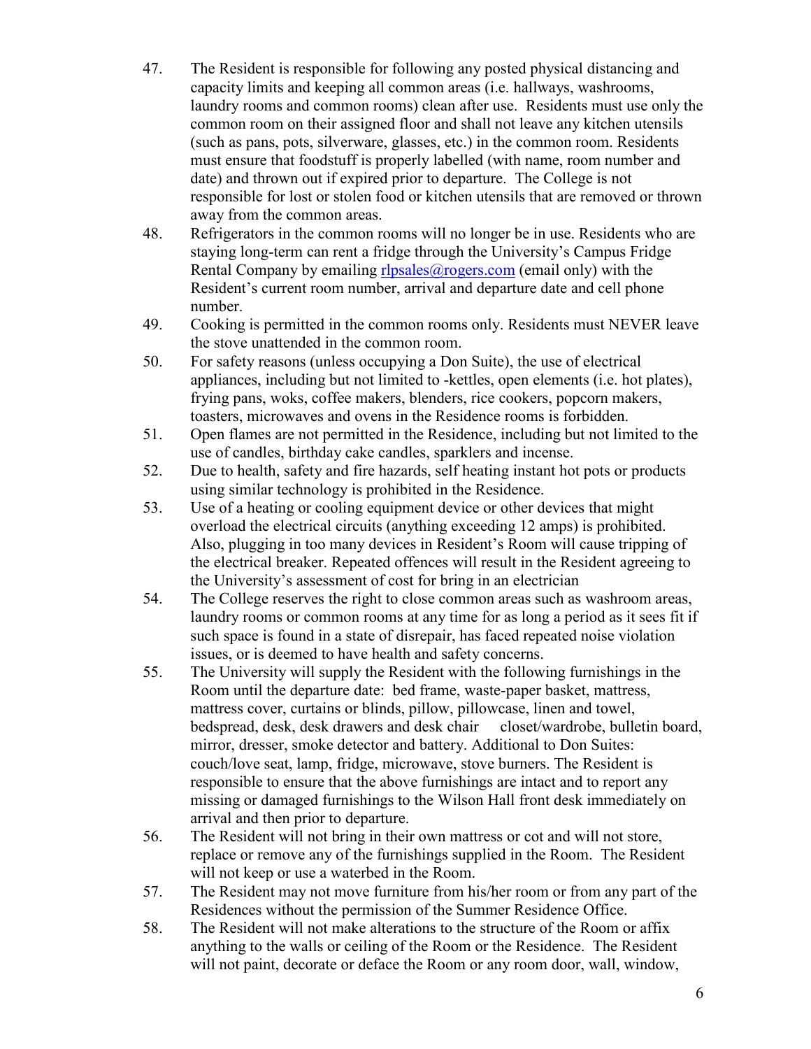47. The Resident is responsible for following any posted physical distancing and capacity limits and keeping all common areas (i.e. hallways, washrooms, laundry rooms and common rooms) clean after use. Residents must use only the common room on their assigned floor and shall not leave any kitchen utensils (such as pans, pots, silverware, glasses, etc.) in the common room. Residents must ensure that foodstuff is properly labelled (with name, room number and date) and thrown out if expired prior to departure. The College is not responsible for lost or stolen food or kitchen utensils that are removed or thrown away from the common areas.
48. Refrigerators in the common rooms will no longer be in use. Residents who are staying long-term can rent a fridge through the University's Campus Fridge Rental Company by emailing rlpsales@rogers.com (email only) with the Resident's current room number, arrival and departure date and cell phone number.
49. Cooking is permitted in the common rooms only. Residents must NEVER leave the stove unattended in the common room.
50. For safety reasons (unless occupying a Don Suite), the use of electrical appliances, including but not limited to -kettles, open elements (i.e. hot plates), frying pans, woks, coffee makers, blenders, rice cookers, popcorn makers, toasters, microwaves and ovens in the Residence rooms is forbidden.
51. Open flames are not permitted in the Residence, including but not limited to the use of candles, birthday cake candles, sparklers and incense.
52. Due to health, safety and fire hazards, self heating instant hot pots or products using similar technology is prohibited in the Residence.
53. Use of a heating or cooling equipment device or other devices that might overload the electrical circuits (anything exceeding 12 amps) is prohibited. Also, plugging in too many devices in Resident's Room will cause tripping of the electrical breaker. Repeated offences will result in the Resident agreeing to the University's assessment of cost for bring in an electrician
54. The College reserves the right to close common areas such as washroom areas, laundry rooms or common rooms at any time for as long a period as it sees fit if such space is found in a state of disrepair, has faced repeated noise violation issues, or is deemed to have health and safety concerns.
55. The University will supply the Resident with the following furnishings in the Room until the departure date: bed frame, waste-paper basket, mattress, mattress cover, curtains or blinds, pillow, pillowcase, linen and towel, bedspread, desk, desk drawers and desk chair closet/wardrobe, bulletin board, mirror, dresser, smoke detector and battery. Additional to Don Suites: couch/love seat, lamp, fridge, microwave, stove burners. The Resident is responsible to ensure that the above furnishings are intact and to report any missing or damaged furnishings to the Wilson Hall front desk immediately on arrival and then prior to departure.
56. The Resident will not bring in their own mattress or cot and will not store, replace or remove any of the furnishings supplied in the Room. The Resident will not keep or use a waterbed in the Room.
57. The Resident may not move furniture from his/her room or from any part of the Residences without the permission of the Summer Residence Office.
58. The Resident will not make alterations to the structure of the Room or affix anything to the walls or ceiling of the Room or the Residence. The Resident will not paint, decorate or deface the Room or any room door, wall, window,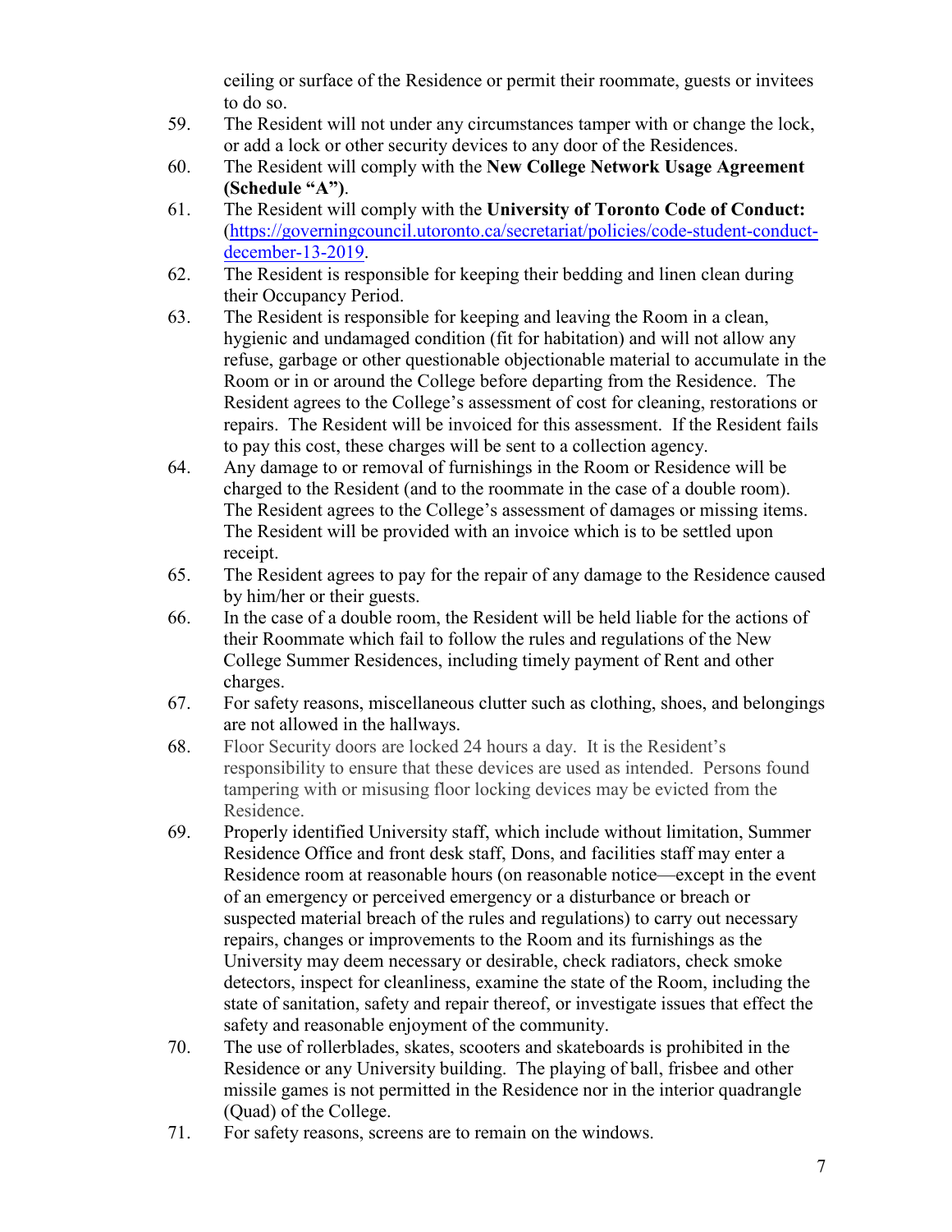ceiling or surface of the Residence or permit their roommate, guests or invitees to do so.

59. The Resident will not under any circumstances tamper with or change the lock, or add a lock or other security devices to any door of the Residences.

60. The Resident will comply with the **New College Network Usage Agreement (Schedule "A")**.

61. The Resident will comply with the **University of Toronto Code of Conduct:** ([https://governingcouncil.utoronto.ca/secretariat/policies/code-student-conduct-december-13-2019](https://governingcouncil.utoronto.ca/secretariat/policies/code-student-conduct-december-13-2019).

62. The Resident is responsible for keeping their bedding and linen clean during their Occupancy Period.

63. The Resident is responsible for keeping and leaving the Room in a clean, hygienic and undamaged condition (fit for habitation) and will not allow any refuse, garbage or other questionable objectionable material to accumulate in the Room or in or around the College before departing from the Residence. The Resident agrees to the College's assessment of cost for cleaning, restorations or repairs. The Resident will be invoiced for this assessment. If the Resident fails to pay this cost, these charges will be sent to a collection agency.

64. Any damage to or removal of furnishings in the Room or Residence will be charged to the Resident (and to the roommate in the case of a double room). The Resident agrees to the College's assessment of damages or missing items. The Resident will be provided with an invoice which is to be settled upon receipt.

65. The Resident agrees to pay for the repair of any damage to the Residence caused by him/her or their guests.

66. In the case of a double room, the Resident will be held liable for the actions of their Roommate which fail to follow the rules and regulations of the New College Summer Residences, including timely payment of Rent and other charges.

67. For safety reasons, miscellaneous clutter such as clothing, shoes, and belongings are not allowed in the hallways.

68. Floor Security doors are locked 24 hours a day. It is the Resident's responsibility to ensure that these devices are used as intended. Persons found tampering with or misusing floor locking devices may be evicted from the Residence.

69. Properly identified University staff, which include without limitation, Summer Residence Office and front desk staff, Dons, and facilities staff may enter a Residence room at reasonable hours (on reasonable notice—except in the event of an emergency or perceived emergency or a disturbance or breach or suspected material breach of the rules and regulations) to carry out necessary repairs, changes or improvements to the Room and its furnishings as the University may deem necessary or desirable, check radiators, check smoke detectors, inspect for cleanliness, examine the state of the Room, including the state of sanitation, safety and repair thereof, or investigate issues that effect the safety and reasonable enjoyment of the community.

70. The use of rollerblades, skates, scooters and skateboards is prohibited in the Residence or any University building. The playing of ball, frisbee and other missile games is not permitted in the Residence nor in the interior quadrangle (Quad) of the College.

71. For safety reasons, screens are to remain on the windows.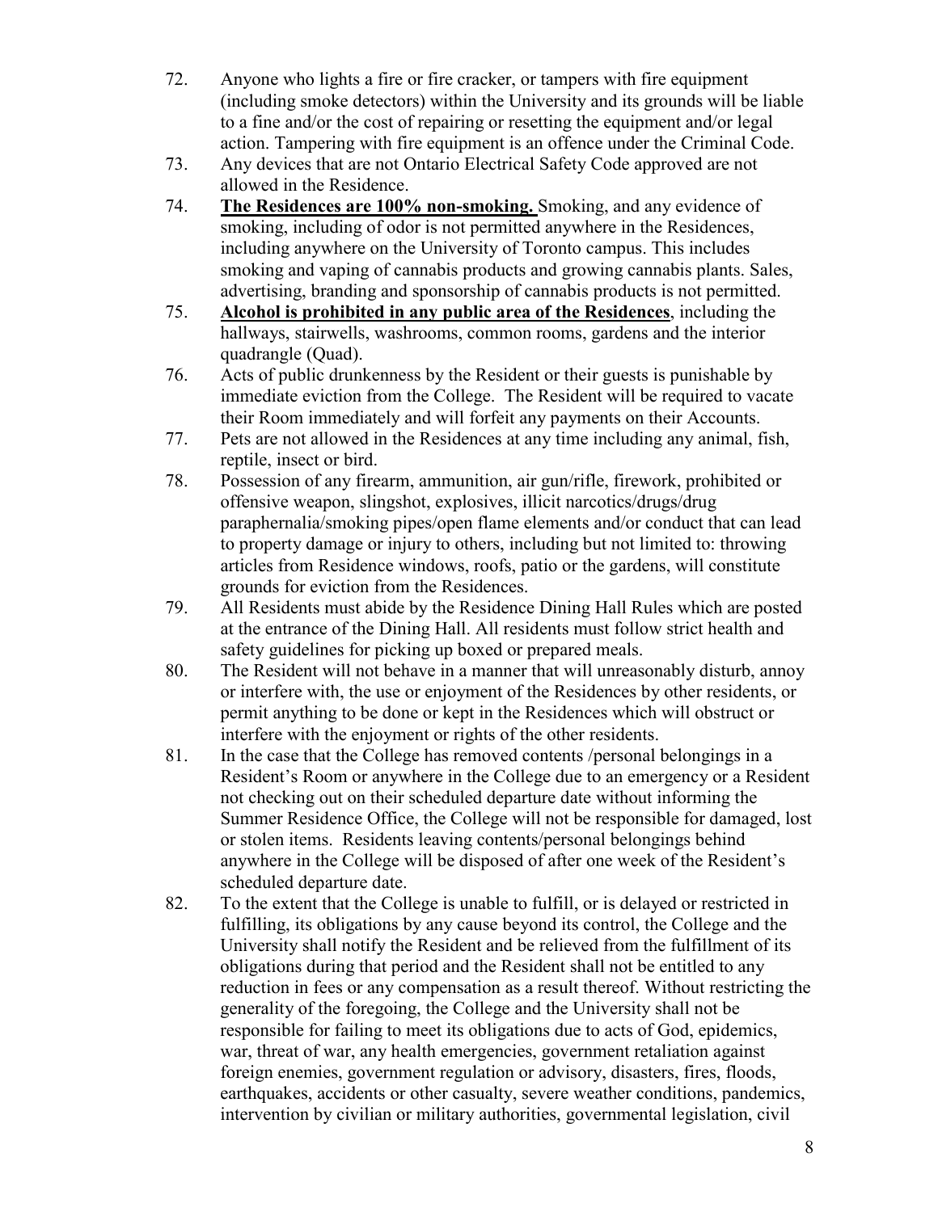72. Anyone who lights a fire or fire cracker, or tampers with fire equipment (including smoke detectors) within the University and its grounds will be liable to a fine and/or the cost of repairing or resetting the equipment and/or legal action. Tampering with fire equipment is an offence under the Criminal Code.
73. Any devices that are not Ontario Electrical Safety Code approved are not allowed in the Residence.
74. **The Residences are 100% non-smoking.** Smoking, and any evidence of smoking, including of odor is not permitted anywhere in the Residences, including anywhere on the University of Toronto campus. This includes smoking and vaping of cannabis products and growing cannabis plants. Sales, advertising, branding and sponsorship of cannabis products is not permitted.
75. **Alcohol is prohibited in any public area of the Residences**, including the hallways, stairwells, washrooms, common rooms, gardens and the interior quadrangle (Quad).
76. Acts of public drunkenness by the Resident or their guests is punishable by immediate eviction from the College. The Resident will be required to vacate their Room immediately and will forfeit any payments on their Accounts.
77. Pets are not allowed in the Residences at any time including any animal, fish, reptile, insect or bird.
78. Possession of any firearm, ammunition, air gun/rifle, firework, prohibited or offensive weapon, slingshot, explosives, illicit narcotics/drugs/drug paraphernalia/smoking pipes/open flame elements and/or conduct that can lead to property damage or injury to others, including but not limited to: throwing articles from Residence windows, roofs, patio or the gardens, will constitute grounds for eviction from the Residences.
79. All Residents must abide by the Residence Dining Hall Rules which are posted at the entrance of the Dining Hall. All residents must follow strict health and safety guidelines for picking up boxed or prepared meals.
80. The Resident will not behave in a manner that will unreasonably disturb, annoy or interfere with, the use or enjoyment of the Residences by other residents, or permit anything to be done or kept in the Residences which will obstruct or interfere with the enjoyment or rights of the other residents.
81. In the case that the College has removed contents /personal belongings in a Resident's Room or anywhere in the College due to an emergency or a Resident not checking out on their scheduled departure date without informing the Summer Residence Office, the College will not be responsible for damaged, lost or stolen items. Residents leaving contents/personal belongings behind anywhere in the College will be disposed of after one week of the Resident's scheduled departure date.
82. To the extent that the College is unable to fulfill, or is delayed or restricted in fulfilling, its obligations by any cause beyond its control, the College and the University shall notify the Resident and be relieved from the fulfillment of its obligations during that period and the Resident shall not be entitled to any reduction in fees or any compensation as a result thereof. Without restricting the generality of the foregoing, the College and the University shall not be responsible for failing to meet its obligations due to acts of God, epidemics, war, threat of war, any health emergencies, government retaliation against foreign enemies, government regulation or advisory, disasters, fires, floods, earthquakes, accidents or other casualty, severe weather conditions, pandemics, intervention by civilian or military authorities, governmental legislation, civil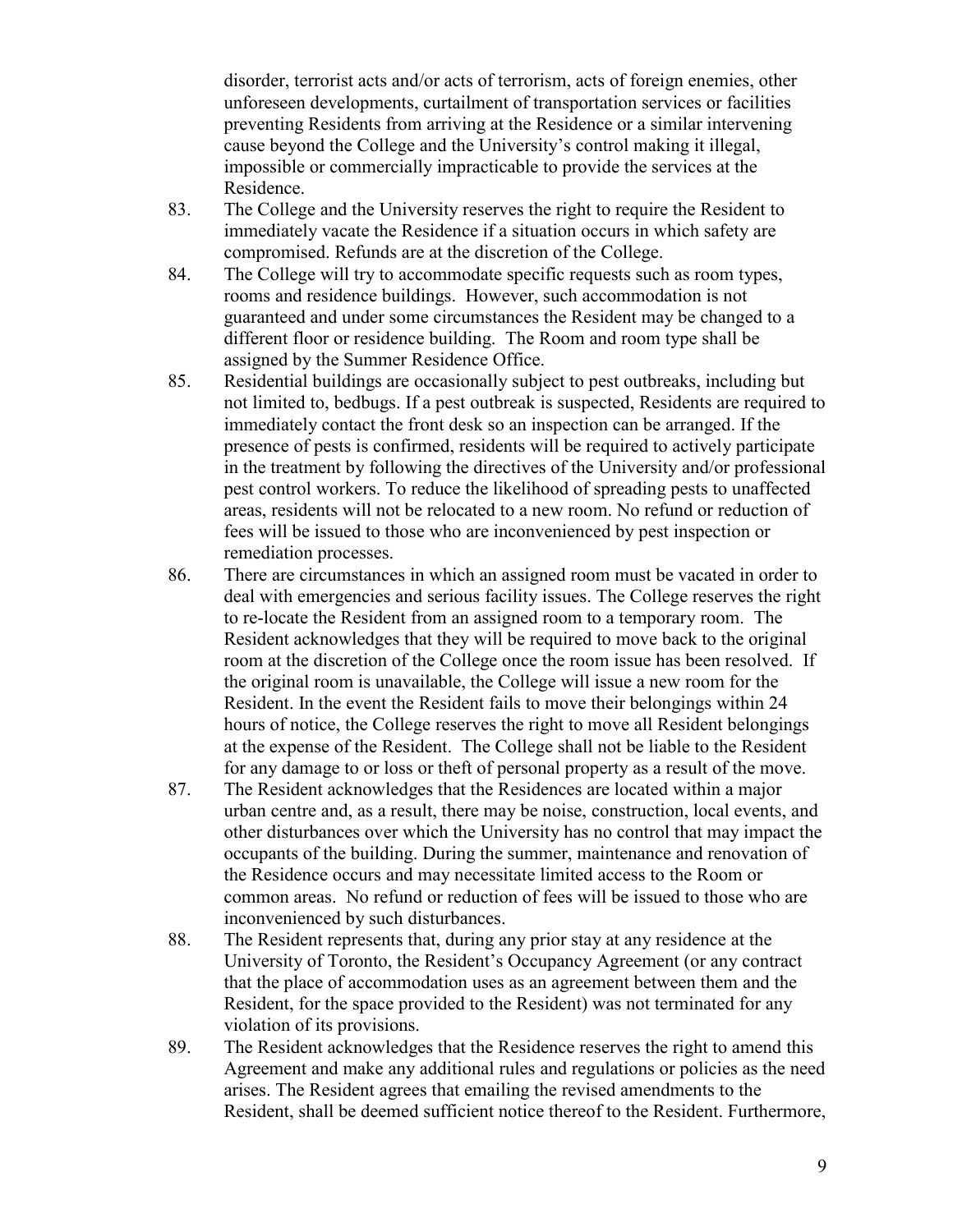disorder, terrorist acts and/or acts of terrorism, acts of foreign enemies, other unforeseen developments, curtailment of transportation services or facilities preventing Residents from arriving at the Residence or a similar intervening cause beyond the College and the University's control making it illegal, impossible or commercially impracticable to provide the services at the Residence.

83. The College and the University reserves the right to require the Resident to immediately vacate the Residence if a situation occurs in which safety are compromised. Refunds are at the discretion of the College.

84. The College will try to accommodate specific requests such as room types, rooms and residence buildings. However, such accommodation is not guaranteed and under some circumstances the Resident may be changed to a different floor or residence building. The Room and room type shall be assigned by the Summer Residence Office.

85. Residential buildings are occasionally subject to pest outbreaks, including but not limited to, bedbugs. If a pest outbreak is suspected, Residents are required to immediately contact the front desk so an inspection can be arranged. If the presence of pests is confirmed, residents will be required to actively participate in the treatment by following the directives of the University and/or professional pest control workers. To reduce the likelihood of spreading pests to unaffected areas, residents will not be relocated to a new room. No refund or reduction of fees will be issued to those who are inconvenienced by pest inspection or remediation processes.

86. There are circumstances in which an assigned room must be vacated in order to deal with emergencies and serious facility issues. The College reserves the right to re-locate the Resident from an assigned room to a temporary room. The Resident acknowledges that they will be required to move back to the original room at the discretion of the College once the room issue has been resolved. If the original room is unavailable, the College will issue a new room for the Resident. In the event the Resident fails to move their belongings within 24 hours of notice, the College reserves the right to move all Resident belongings at the expense of the Resident. The College shall not be liable to the Resident for any damage to or loss or theft of personal property as a result of the move.

87. The Resident acknowledges that the Residences are located within a major urban centre and, as a result, there may be noise, construction, local events, and other disturbances over which the University has no control that may impact the occupants of the building. During the summer, maintenance and renovation of the Residence occurs and may necessitate limited access to the Room or common areas. No refund or reduction of fees will be issued to those who are inconvenienced by such disturbances.

88. The Resident represents that, during any prior stay at any residence at the University of Toronto, the Resident's Occupancy Agreement (or any contract that the place of accommodation uses as an agreement between them and the Resident, for the space provided to the Resident) was not terminated for any violation of its provisions.

89. The Resident acknowledges that the Residence reserves the right to amend this Agreement and make any additional rules and regulations or policies as the need arises. The Resident agrees that emailing the revised amendments to the Resident, shall be deemed sufficient notice thereof to the Resident. Furthermore,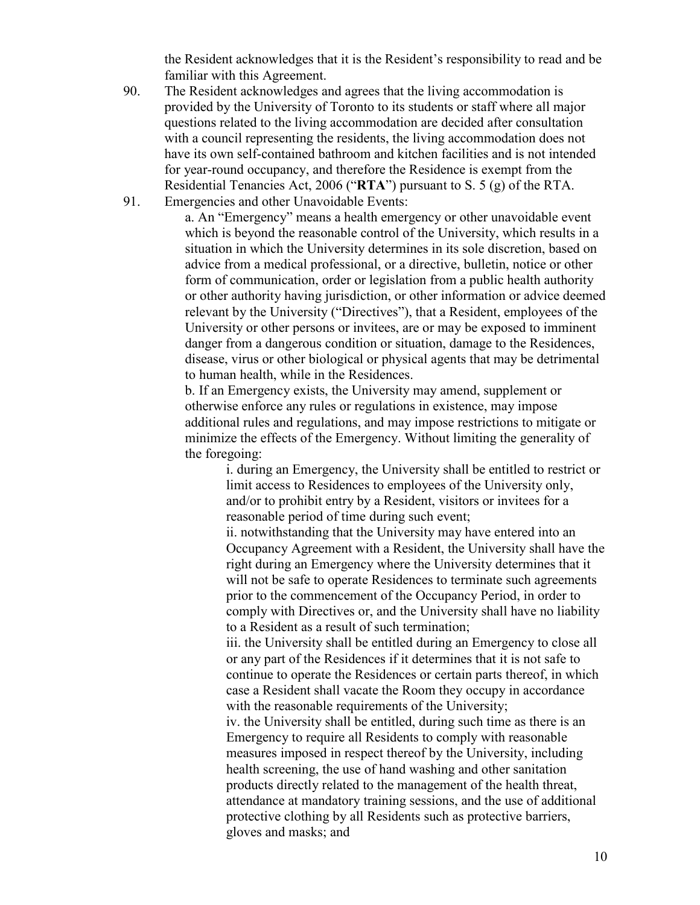the Resident acknowledges that it is the Resident's responsibility to read and be familiar with this Agreement.

90. The Resident acknowledges and agrees that the living accommodation is provided by the University of Toronto to its students or staff where all major questions related to the living accommodation are decided after consultation with a council representing the residents, the living accommodation does not have its own self-contained bathroom and kitchen facilities and is not intended for year-round occupancy, and therefore the Residence is exempt from the Residential Tenancies Act, 2006 ("**RTA**") pursuant to S. 5 (g) of the RTA.

91. Emergencies and other Unavoidable Events:

    a. An "Emergency" means a health emergency or other unavoidable event which is beyond the reasonable control of the University, which results in a situation in which the University determines in its sole discretion, based on advice from a medical professional, or a directive, bulletin, notice or other form of communication, order or legislation from a public health authority or other authority having jurisdiction, or other information or advice deemed relevant by the University ("Directives"), that a Resident, employees of the University or other persons or invitees, are or may be exposed to imminent danger from a dangerous condition or situation, damage to the Residences, disease, virus or other biological or physical agents that may be detrimental to human health, while in the Residences.

    b. If an Emergency exists, the University may amend, supplement or otherwise enforce any rules or regulations in existence, may impose additional rules and regulations, and may impose restrictions to mitigate or minimize the effects of the Emergency. Without limiting the generality of the foregoing:

        i. during an Emergency, the University shall be entitled to restrict or limit access to Residences to employees of the University only, and/or to prohibit entry by a Resident, visitors or invitees for a reasonable period of time during such event;

        ii. notwithstanding that the University may have entered into an Occupancy Agreement with a Resident, the University shall have the right during an Emergency where the University determines that it will not be safe to operate Residences to terminate such agreements prior to the commencement of the Occupancy Period, in order to comply with Directives or, and the University shall have no liability to a Resident as a result of such termination;

        iii. the University shall be entitled during an Emergency to close all or any part of the Residences if it determines that it is not safe to continue to operate the Residences or certain parts thereof, in which case a Resident shall vacate the Room they occupy in accordance with the reasonable requirements of the University;

        iv. the University shall be entitled, during such time as there is an Emergency to require all Residents to comply with reasonable measures imposed in respect thereof by the University, including health screening, the use of hand washing and other sanitation products directly related to the management of the health threat, attendance at mandatory training sessions, and the use of additional protective clothing by all Residents such as protective barriers, gloves and masks; and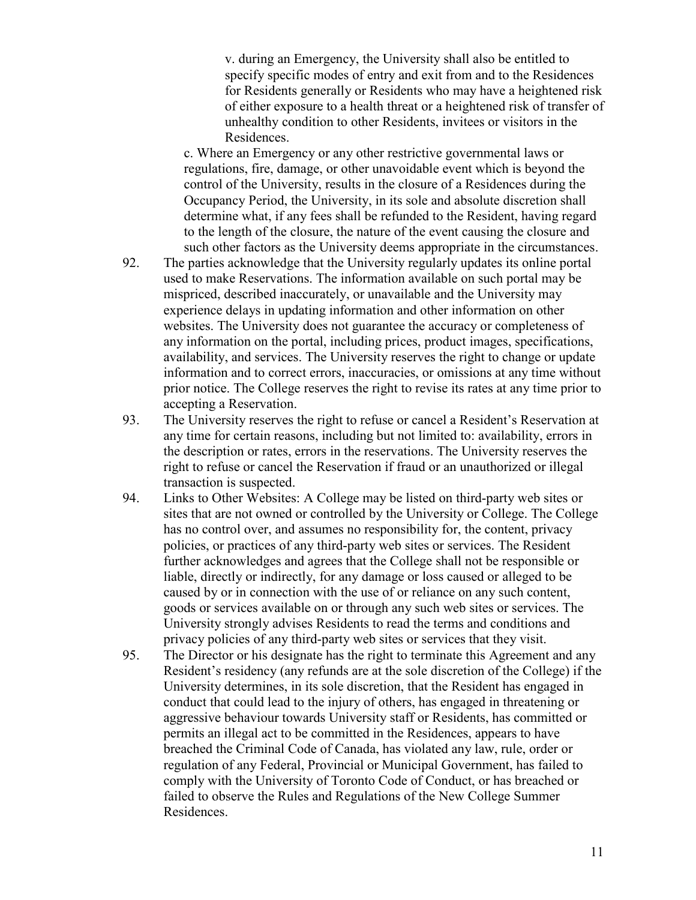v. during an Emergency, the University shall also be entitled to specify specific modes of entry and exit from and to the Residences for Residents generally or Residents who may have a heightened risk of either exposure to a health threat or a heightened risk of transfer of unhealthy condition to other Residents, invitees or visitors in the Residences.

c. Where an Emergency or any other restrictive governmental laws or regulations, fire, damage, or other unavoidable event which is beyond the control of the University, results in the closure of a Residences during the Occupancy Period, the University, in its sole and absolute discretion shall determine what, if any fees shall be refunded to the Resident, having regard to the length of the closure, the nature of the event causing the closure and such other factors as the University deems appropriate in the circumstances.

92. The parties acknowledge that the University regularly updates its online portal used to make Reservations. The information available on such portal may be mispriced, described inaccurately, or unavailable and the University may experience delays in updating information and other information on other websites. The University does not guarantee the accuracy or completeness of any information on the portal, including prices, product images, specifications, availability, and services. The University reserves the right to change or update information and to correct errors, inaccuracies, or omissions at any time without prior notice. The College reserves the right to revise its rates at any time prior to accepting a Reservation.

93. The University reserves the right to refuse or cancel a Resident's Reservation at any time for certain reasons, including but not limited to: availability, errors in the description or rates, errors in the reservations. The University reserves the right to refuse or cancel the Reservation if fraud or an unauthorized or illegal transaction is suspected.

94. Links to Other Websites: A College may be listed on third-party web sites or sites that are not owned or controlled by the University or College. The College has no control over, and assumes no responsibility for, the content, privacy policies, or practices of any third-party web sites or services. The Resident further acknowledges and agrees that the College shall not be responsible or liable, directly or indirectly, for any damage or loss caused or alleged to be caused by or in connection with the use of or reliance on any such content, goods or services available on or through any such web sites or services. The University strongly advises Residents to read the terms and conditions and privacy policies of any third-party web sites or services that they visit.

95. The Director or his designate has the right to terminate this Agreement and any Resident's residency (any refunds are at the sole discretion of the College) if the University determines, in its sole discretion, that the Resident has engaged in conduct that could lead to the injury of others, has engaged in threatening or aggressive behaviour towards University staff or Residents, has committed or permits an illegal act to be committed in the Residences, appears to have breached the Criminal Code of Canada, has violated any law, rule, order or regulation of any Federal, Provincial or Municipal Government, has failed to comply with the University of Toronto Code of Conduct, or has breached or failed to observe the Rules and Regulations of the New College Summer Residences.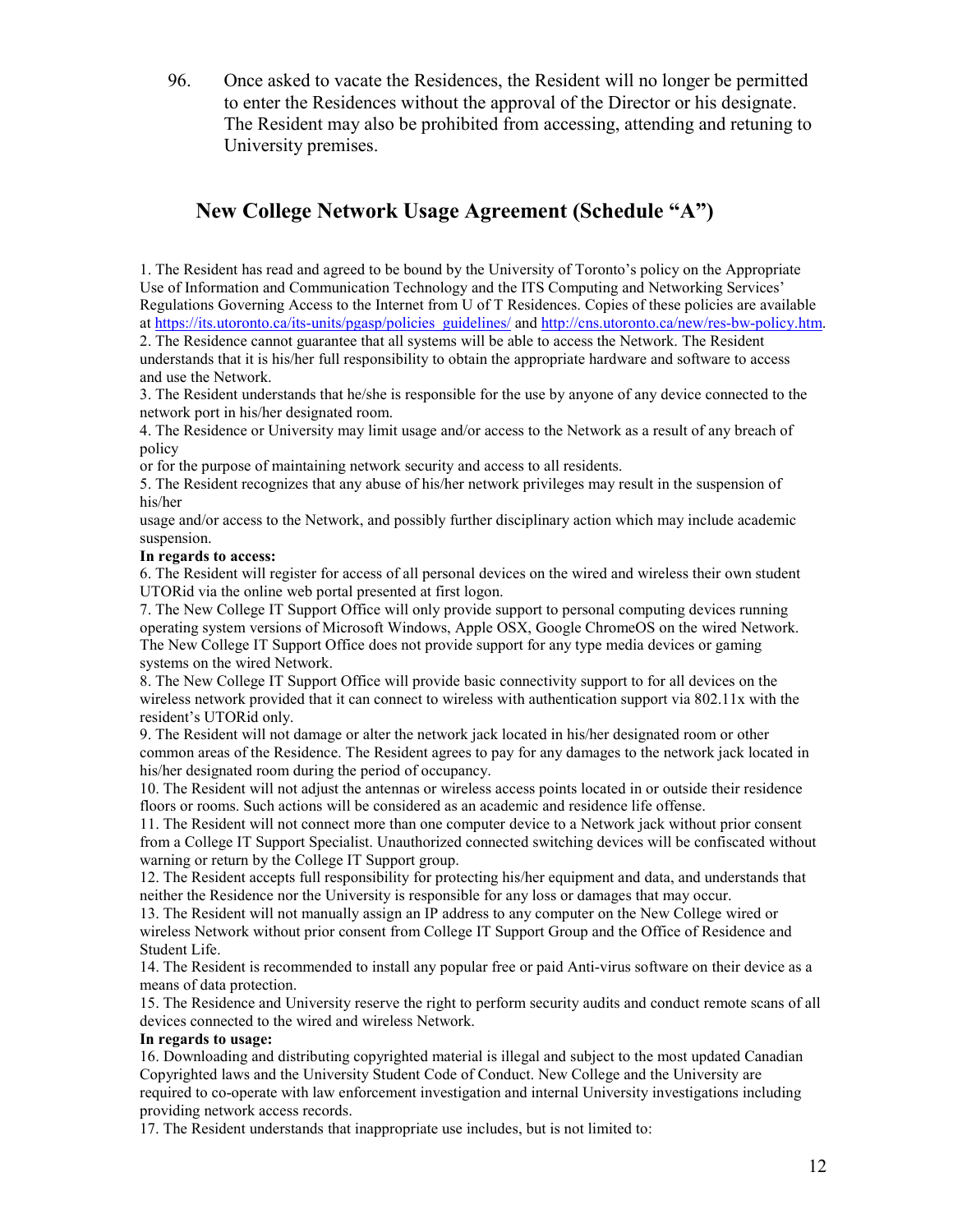96. Once asked to vacate the Residences, the Resident will no longer be permitted to enter the Residences without the approval of the Director or his designate. The Resident may also be prohibited from accessing, attending and retuning to University premises.

## New College Network Usage Agreement (Schedule "A")

1. The Resident has read and agreed to be bound by the University of Toronto's policy on the Appropriate Use of Information and Communication Technology and the ITS Computing and Networking Services' Regulations Governing Access to the Internet from U of T Residences. Copies of these policies are available at https://its.utoronto.ca/its-units/pgasp/policies_guidelines/ and http://cns.utoronto.ca/new/res-bw-policy.htm.
2. The Residence cannot guarantee that all systems will be able to access the Network. The Resident understands that it is his/her full responsibility to obtain the appropriate hardware and software to access and use the Network.
3. The Resident understands that he/she is responsible for the use by anyone of any device connected to the network port in his/her designated room.
4. The Residence or University may limit usage and/or access to the Network as a result of any breach of policy
or for the purpose of maintaining network security and access to all residents.
5. The Resident recognizes that any abuse of his/her network privileges may result in the suspension of his/her
usage and/or access to the Network, and possibly further disciplinary action which may include academic suspension.

**In regards to access:**

6. The Resident will register for access of all personal devices on the wired and wireless their own student UTORid via the online web portal presented at first logon.
7. The New College IT Support Office will only provide support to personal computing devices running operating system versions of Microsoft Windows, Apple OSX, Google ChromeOS on the wired Network. The New College IT Support Office does not provide support for any type media devices or gaming systems on the wired Network.
8. The New College IT Support Office will provide basic connectivity support to for all devices on the wireless network provided that it can connect to wireless with authentication support via 802.11x with the resident's UTORid only.
9. The Resident will not damage or alter the network jack located in his/her designated room or other common areas of the Residence. The Resident agrees to pay for any damages to the network jack located in his/her designated room during the period of occupancy.
10. The Resident will not adjust the antennas or wireless access points located in or outside their residence floors or rooms. Such actions will be considered as an academic and residence life offense.
11. The Resident will not connect more than one computer device to a Network jack without prior consent from a College IT Support Specialist. Unauthorized connected switching devices will be confiscated without warning or return by the College IT Support group.
12. The Resident accepts full responsibility for protecting his/her equipment and data, and understands that neither the Residence nor the University is responsible for any loss or damages that may occur.
13. The Resident will not manually assign an IP address to any computer on the New College wired or wireless Network without prior consent from College IT Support Group and the Office of Residence and Student Life.
14. The Resident is recommended to install any popular free or paid Anti-virus software on their device as a means of data protection.
15. The Residence and University reserve the right to perform security audits and conduct remote scans of all devices connected to the wired and wireless Network.

**In regards to usage:**

16. Downloading and distributing copyrighted material is illegal and subject to the most updated Canadian Copyrighted laws and the University Student Code of Conduct. New College and the University are required to co-operate with law enforcement investigation and internal University investigations including providing network access records.
17. The Resident understands that inappropriate use includes, but is not limited to: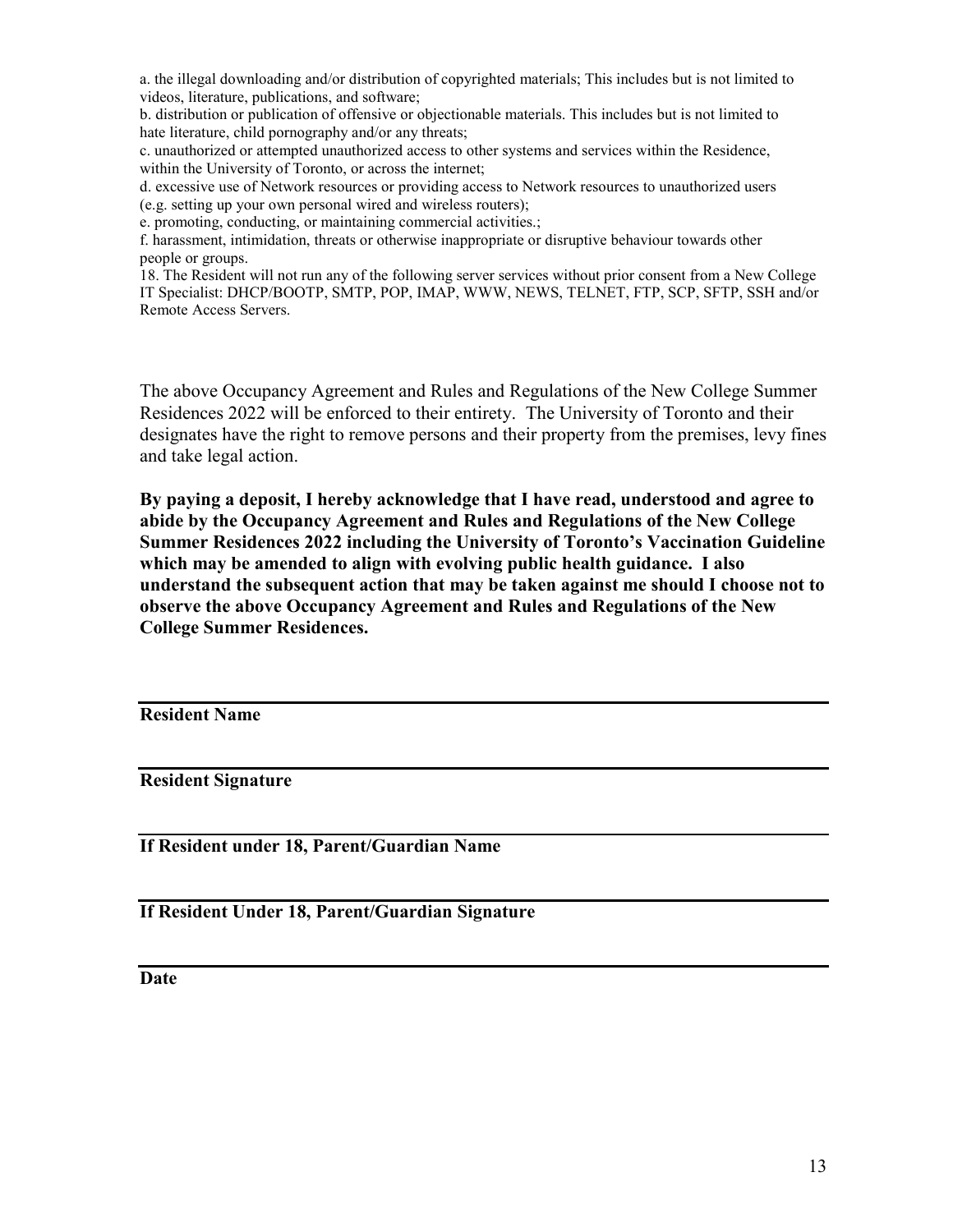a. the illegal downloading and/or distribution of copyrighted materials; This includes but is not limited to videos, literature, publications, and software;

b. distribution or publication of offensive or objectionable materials. This includes but is not limited to hate literature, child pornography and/or any threats;

c. unauthorized or attempted unauthorized access to other systems and services within the Residence, within the University of Toronto, or across the internet;

d. excessive use of Network resources or providing access to Network resources to unauthorized users (e.g. setting up your own personal wired and wireless routers);

e. promoting, conducting, or maintaining commercial activities.;

f. harassment, intimidation, threats or otherwise inappropriate or disruptive behaviour towards other people or groups.

18. The Resident will not run any of the following server services without prior consent from a New College IT Specialist: DHCP/BOOTP, SMTP, POP, IMAP, WWW, NEWS, TELNET, FTP, SCP, SFTP, SSH and/or Remote Access Servers.

The above Occupancy Agreement and Rules and Regulations of the New College Summer Residences 2022 will be enforced to their entirety. The University of Toronto and their designates have the right to remove persons and their property from the premises, levy fines and take legal action.

**By paying a deposit, I hereby acknowledge that I have read, understood and agree to abide by the Occupancy Agreement and Rules and Regulations of the New College Summer Residences 2022 including the University of Toronto's Vaccination Guideline which may be amended to align with evolving public health guidance. I also understand the subsequent action that may be taken against me should I choose not to observe the above Occupancy Agreement and Rules and Regulations of the New College Summer Residences.**

---

**Resident Name**

---

**Resident Signature**

---

**If Resident under 18, Parent/Guardian Name**

---

**If Resident Under 18, Parent/Guardian Signature**

---

**Date**